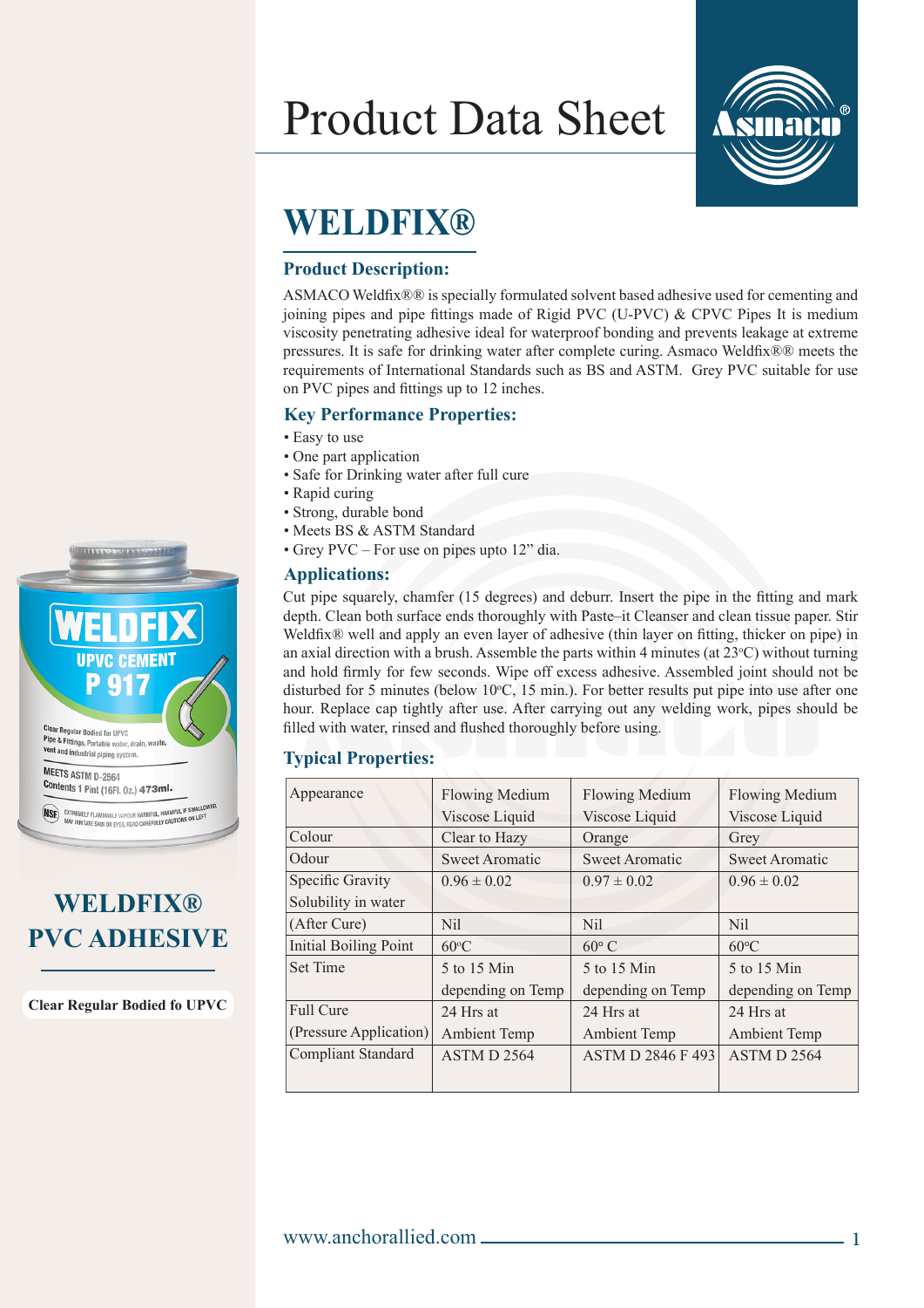# Product Data Sheet

# WELDFIX®

## Product Description:

ASMACO Weldfix®® is specially formulated solvent based adhesive used for cementing and joining pipes and pipe fittings made of Rigid PVC (U-PVC) & CPVC Pipes It is medium viscosity penetrating adhesive ideal for waterproof bonding and prevents leakage at extreme pressures. It is safe for drinking water after complete curing. Asmaco Weldfix®® meets the requirements of International Standards such as BS and ASTM. Grey PVC suitable for use on PVC pipes and fittings up to 12 inches.

## Key Performance Properties:

- Easy to use
- One part application
- Safe for Drinking water after full cure
- Rapid curing
- Strong, durable bond
- Meets BS & ASTM Standard
- Grey PVC – For use on pipes upto 12” dia.

## Applications:

Cut pipe squarely, chamfer (15 degrees) and deburr. Insert the pipe in the fitting and mark depth. Clean both surface ends thoroughly with Paste–it Cleanser and clean tissue paper. Stir Weldfix® well and apply an even layer of adhesive (thin layer on fitting, thicker on pipe) in an axial direction with a brush. Assemble the parts within 4 minutes (at 23°C) without turning and hold firmly for few seconds. Wipe off excess adhesive. Assembled joint should not be disturbed for 5 minutes (below 10°C, 15 min.). For better results put pipe into use after one hour. Replace cap tightly after use. After carrying out any welding work, pipes should be filled with water, rinsed and flushed thoroughly before using.

## Typical Properties:

| | | | |
|---|---|---|---|
| Appearance | Flowing Medium Viscose Liquid | Flowing Medium Viscose Liquid | Flowing Medium Viscose Liquid |
| Colour | Clear to Hazy | Orange | Grey |
| Odour | Sweet Aromatic | Sweet Aromatic | Sweet Aromatic |
| Specific Gravity<br>Solubility in water | 0.96 ± 0.02 | 0.97 ± 0.02 | 0.96 ± 0.02 |
| (After Cure) | Nil | Nil | Nil |
| Initial Boiling Point | 60°C | 60° C | 60°C |
| Set Time | 5 to 15 Min depending on Temp | 5 to 15 Min depending on Temp | 5 to 15 Min depending on Temp |
| Full Cure (Pressure Application) | 24 Hrs at Ambient Temp | 24 Hrs at Ambient Temp | 24 Hrs at Ambient Temp |
| Compliant Standard | ASTM D 2564 | ASTM D 2846 F 493 | ASTM D 2564 |

WELDFIX®
PVC ADHESIVE

Clear Regular Bodied fo UPVC

www.anchorallied.com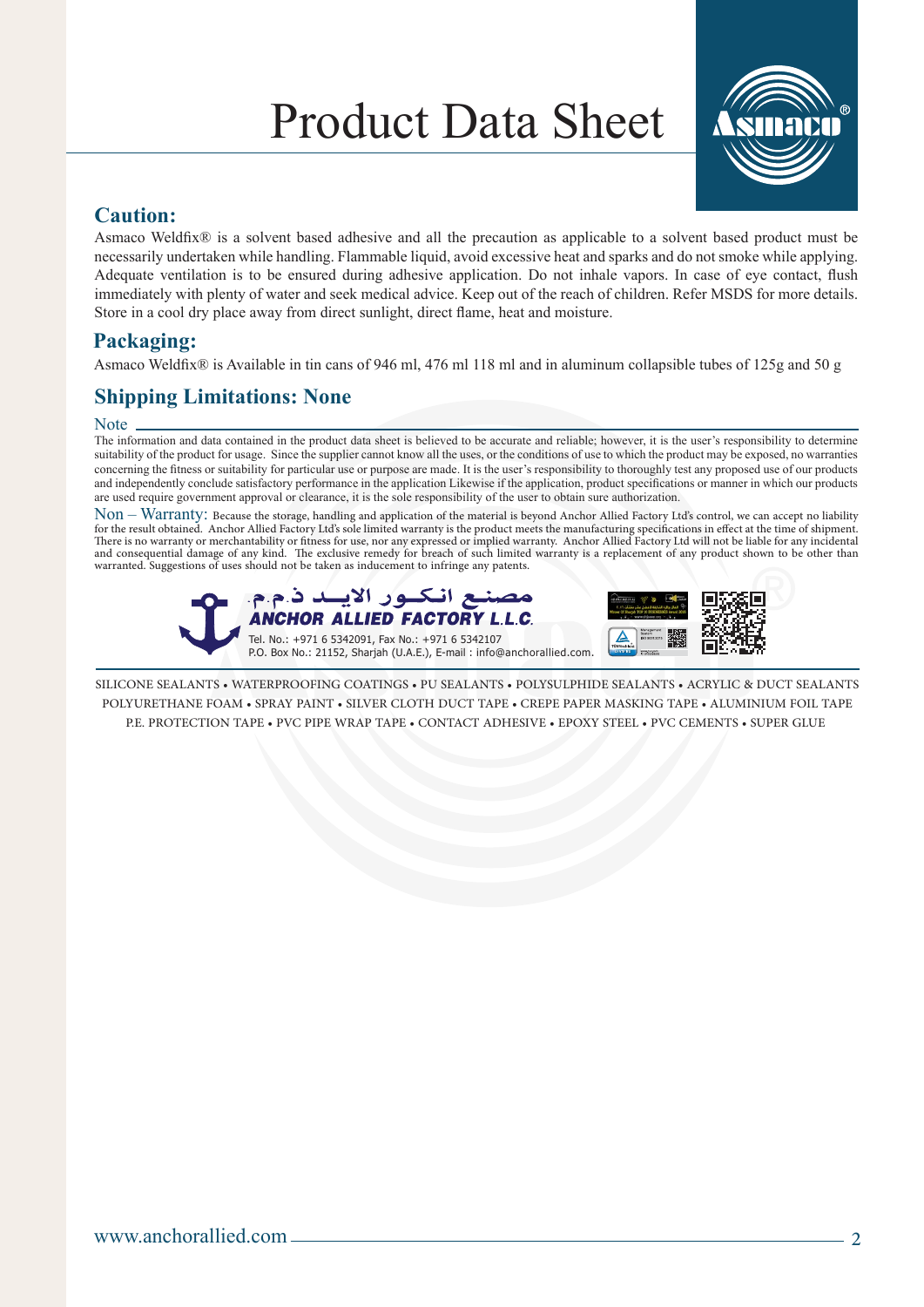# Product Data Sheet

## Caution:

Asmaco Weldfix® is a solvent based adhesive and all the precaution as applicable to a solvent based product must be necessarily undertaken while handling. Flammable liquid, avoid excessive heat and sparks and do not smoke while applying. Adequate ventilation is to be ensured during adhesive application. Do not inhale vapors. In case of eye contact, flush immediately with plenty of water and seek medical advice. Keep out of the reach of children. Refer MSDS for more details. Store in a cool dry place away from direct sunlight, direct flame, heat and moisture.

## Packaging:

Asmaco Weldfix® is Available in tin cans of 946 ml, 476 ml 118 ml and in aluminum collapsible tubes of 125g and 50 g

## Shipping Limitations: None

Note

The information and data contained in the product data sheet is believed to be accurate and reliable; however, it is the user's responsibility to determine suitability of the product for usage. Since the supplier cannot know all the uses, or the conditions of use to which the product may be exposed, no warranties concerning the fitness or suitability for particular use or purpose are made. It is the user's responsibility to thoroughly test any proposed use of our products and independently conclude satisfactory performance in the application Likewise if the application, product specifications or manner in which our products are used require government approval or clearance, it is the sole responsibility of the user to obtain sure authorization.

Non – Warranty: Because the storage, handling and application of the material is beyond Anchor Allied Factory Ltd's control, we can accept no liability for the result obtained. Anchor Allied Factory Ltd's sole limited warranty is the product meets the manufacturing specifications in effect at the time of shipment. There is no warranty or merchantability or fitness for use, nor any expressed or implied warranty. Anchor Allied Factory Ltd will not be liable for any incidental and consequential damage of any kind. The exclusive remedy for breach of such limited warranty is a replacement of any product shown to be other than warranted. Suggestions of uses should not be taken as inducement to infringe any patents.

مصنع انكور الايد ذ.م.م.
**ANCHOR ALLIED FACTORY L.L.C.**
Tel. No.: +971 6 5342091, Fax No.: +971 6 5342107
P.O. Box No.: 21152, Sharjah (U.A.E.), E-mail : info@anchorallied.com.

SILICONE SEALANTS • WATERPROOFING COATINGS • PU SEALANTS • POLYSULPHIDE SEALANTS • ACRYLIC & DUCT SEALANTS
POLYURETHANE FOAM • SPRAY PAINT • SILVER CLOTH DUCT TAPE • CREPE PAPER MASKING TAPE • ALUMINIUM FOIL TAPE
P.E. PROTECTION TAPE • PVC PIPE WRAP TAPE • CONTACT ADHESIVE • EPOXY STEEL • PVC CEMENTS • SUPER GLUE

www.anchorallied.com